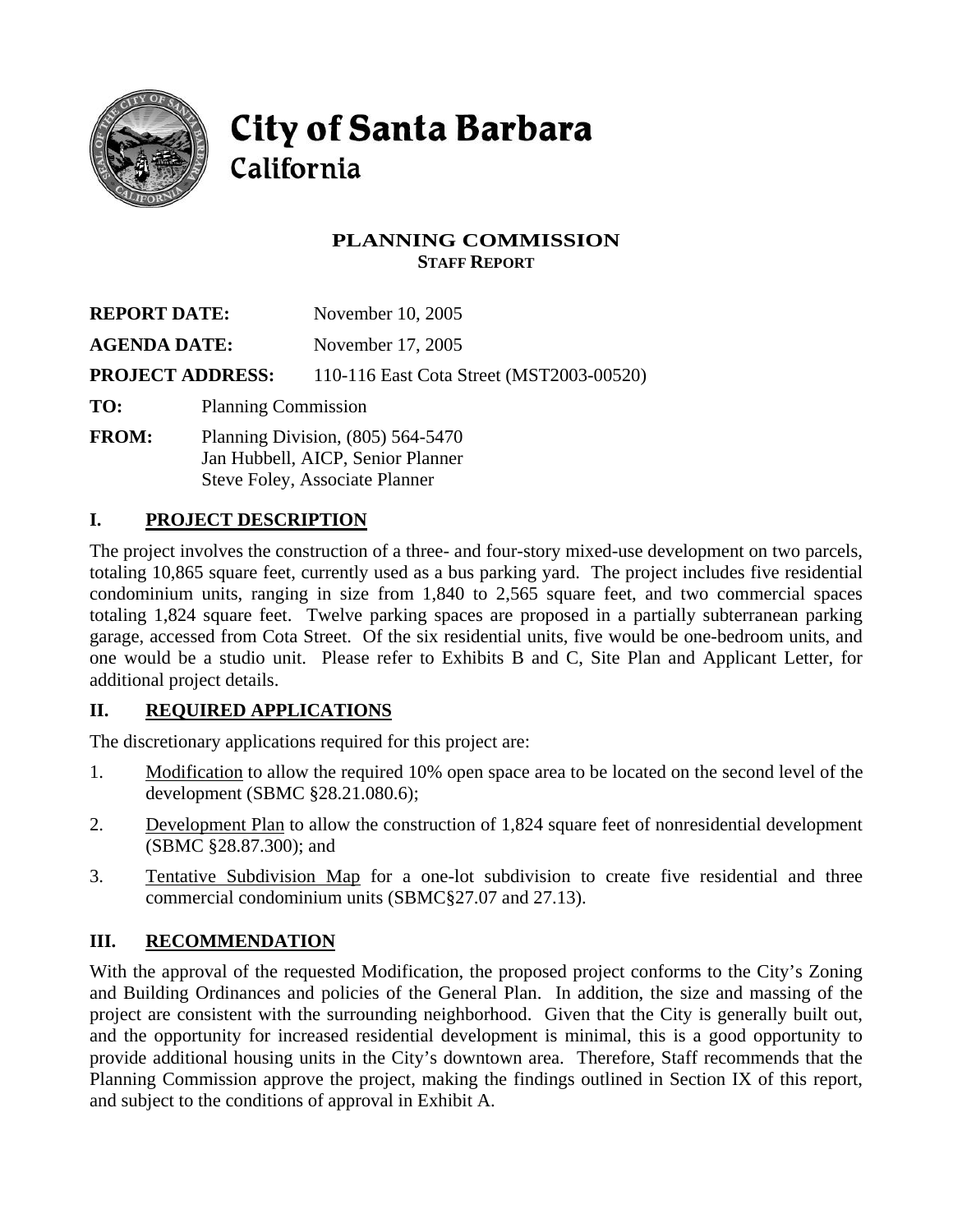# City of Santa Barbara
## California

## PLANNING COMMISSION
### STAFF REPORT

**REPORT DATE:** November 10, 2005

**AGENDA DATE:** November 17, 2005

**PROJECT ADDRESS:** 110-116 East Cota Street (MST2003-00520)

**TO:** Planning Commission

**FROM:** Planning Division, (805) 564-5470
Jan Hubbell, AICP, Senior Planner
Steve Foley, Associate Planner

## I. PROJECT DESCRIPTION

The project involves the construction of a three- and four-story mixed-use development on two parcels, totaling 10,865 square feet, currently used as a bus parking yard. The project includes five residential condominium units, ranging in size from 1,840 to 2,565 square feet, and two commercial spaces totaling 1,824 square feet. Twelve parking spaces are proposed in a partially subterranean parking garage, accessed from Cota Street. Of the six residential units, five would be one-bedroom units, and one would be a studio unit. Please refer to Exhibits B and C, Site Plan and Applicant Letter, for additional project details.

## II. REQUIRED APPLICATIONS

The discretionary applications required for this project are:

1. Modification to allow the required 10% open space area to be located on the second level of the development (SBMC §28.21.080.6);
2. Development Plan to allow the construction of 1,824 square feet of nonresidential development (SBMC §28.87.300); and
3. Tentative Subdivision Map for a one-lot subdivision to create five residential and three commercial condominium units (SBMC§27.07 and 27.13).

## III. RECOMMENDATION

With the approval of the requested Modification, the proposed project conforms to the City's Zoning and Building Ordinances and policies of the General Plan. In addition, the size and massing of the project are consistent with the surrounding neighborhood. Given that the City is generally built out, and the opportunity for increased residential development is minimal, this is a good opportunity to provide additional housing units in the City's downtown area. Therefore, Staff recommends that the Planning Commission approve the project, making the findings outlined in Section IX of this report, and subject to the conditions of approval in Exhibit A.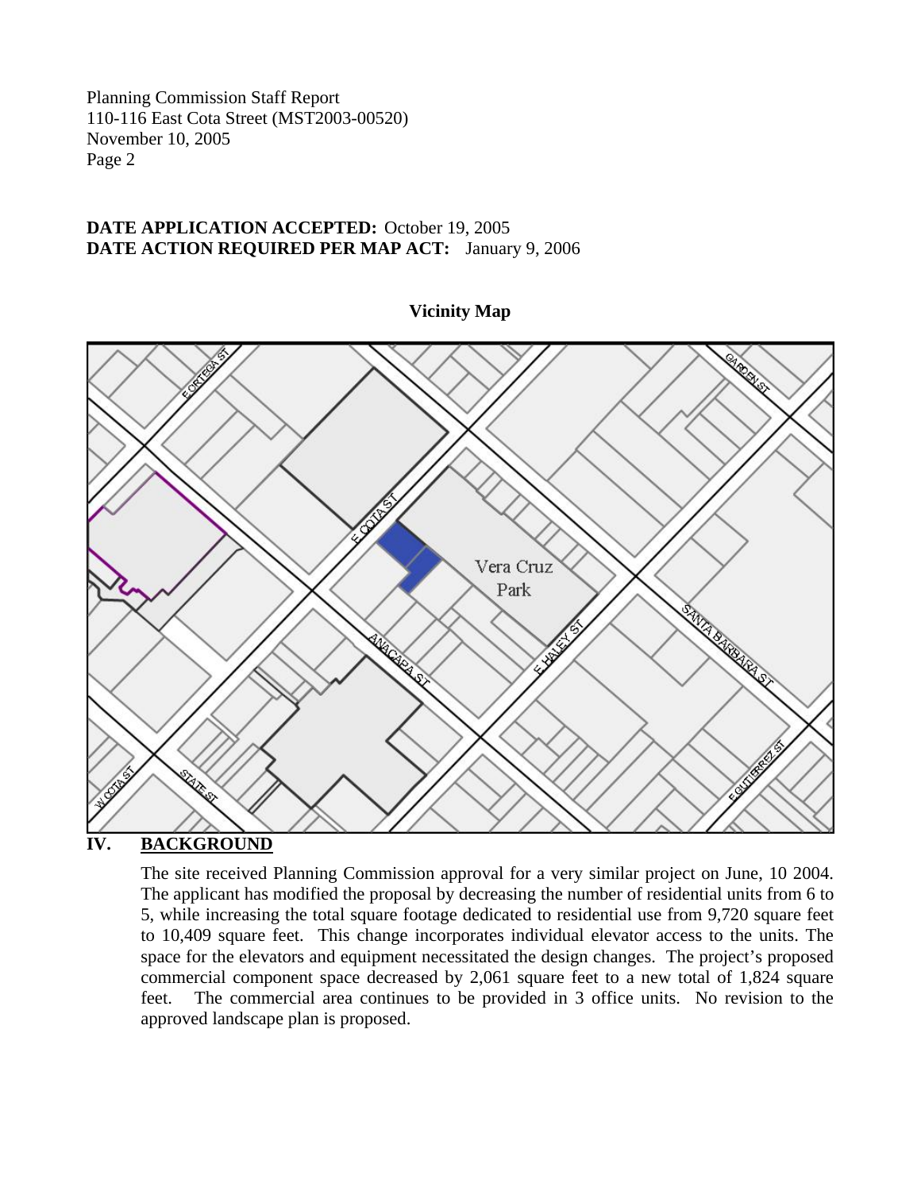**DATE APPLICATION ACCEPTED:** October 19, 2005
**DATE ACTION REQUIRED PER MAP ACT:** January 9, 2006

**Vicinity Map**

## IV. BACKGROUND

The site received Planning Commission approval for a very similar project on June, 10 2004. The applicant has modified the proposal by decreasing the number of residential units from 6 to 5, while increasing the total square footage dedicated to residential use from 9,720 square feet to 10,409 square feet. This change incorporates individual elevator access to the units. The space for the elevators and equipment necessitated the design changes. The project's proposed commercial component space decreased by 2,061 square feet to a new total of 1,824 square feet. The commercial area continues to be provided in 3 office units. No revision to the approved landscape plan is proposed.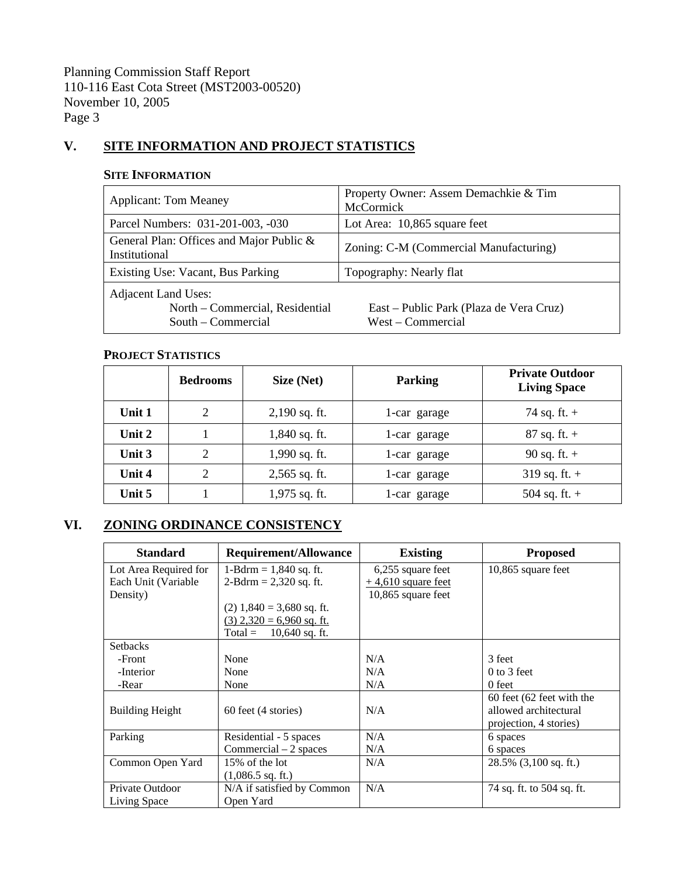## V. SITE INFORMATION AND PROJECT STATISTICS

### SITE INFORMATION

| | |
|---|---|
| Applicant: Tom Meaney | Property Owner: Assem Demachkie & Tim McCormick |
| Parcel Numbers: 031-201-003, -030 | Lot Area: 10,865 square feet |
| General Plan: Offices and Major Public & Institutional | Zoning: C-M (Commercial Manufacturing) |
| Existing Use: Vacant, Bus Parking | Topography: Nearly flat |
| Adjacent Land Uses:<br>North – Commercial, Residential<br>South – Commercial | East – Public Park (Plaza de Vera Cruz)<br>West – Commercial |

### PROJECT STATISTICS

| | Bedrooms | Size (Net) | Parking | Private Outdoor Living Space |
|---|---|---|---|---|
| **Unit 1** | 2 | 2,190 sq. ft. | 1-car garage | 74 sq. ft. + |
| **Unit 2** | 1 | 1,840 sq. ft. | 1-car garage | 87 sq. ft. + |
| **Unit 3** | 2 | 1,990 sq. ft. | 1-car garage | 90 sq. ft. + |
| **Unit 4** | 2 | 2,565 sq. ft. | 1-car garage | 319 sq. ft. + |
| **Unit 5** | 1 | 1,975 sq. ft. | 1-car garage | 504 sq. ft. + |

## VI. ZONING ORDINANCE CONSISTENCY

| Standard | Requirement/Allowance | Existing | Proposed |
|---|---|---|---|
| Lot Area Required for Each Unit (Variable Density) | 1-Bdrm = 1,840 sq. ft.<br>2-Bdrm = 2,320 sq. ft.<br><br>(2) 1,840 = 3,680 sq. ft.<br>(3) 2,320 = 6,960 sq. ft.<br>Total = 10,640 sq. ft. | 6,255 square feet<br>+ 4,610 square feet<br>10,865 square feet | 10,865 square feet |
| Setbacks<br>-Front<br>-Interior<br>-Rear | <br>None<br>None<br>None | <br>N/A<br>N/A<br>N/A | <br>3 feet<br>0 to 3 feet<br>0 feet |
| Building Height | 60 feet (4 stories) | N/A | 60 feet (62 feet with the allowed architectural projection, 4 stories) |
| Parking | Residential - 5 spaces<br>Commercial – 2 spaces | N/A<br>N/A | 6 spaces<br>6 spaces |
| Common Open Yard | 15% of the lot<br>(1,086.5 sq. ft.) | N/A | 28.5% (3,100 sq. ft.) |
| Private Outdoor Living Space | N/A if satisfied by Common Open Yard | N/A | 74 sq. ft. to 504 sq. ft. |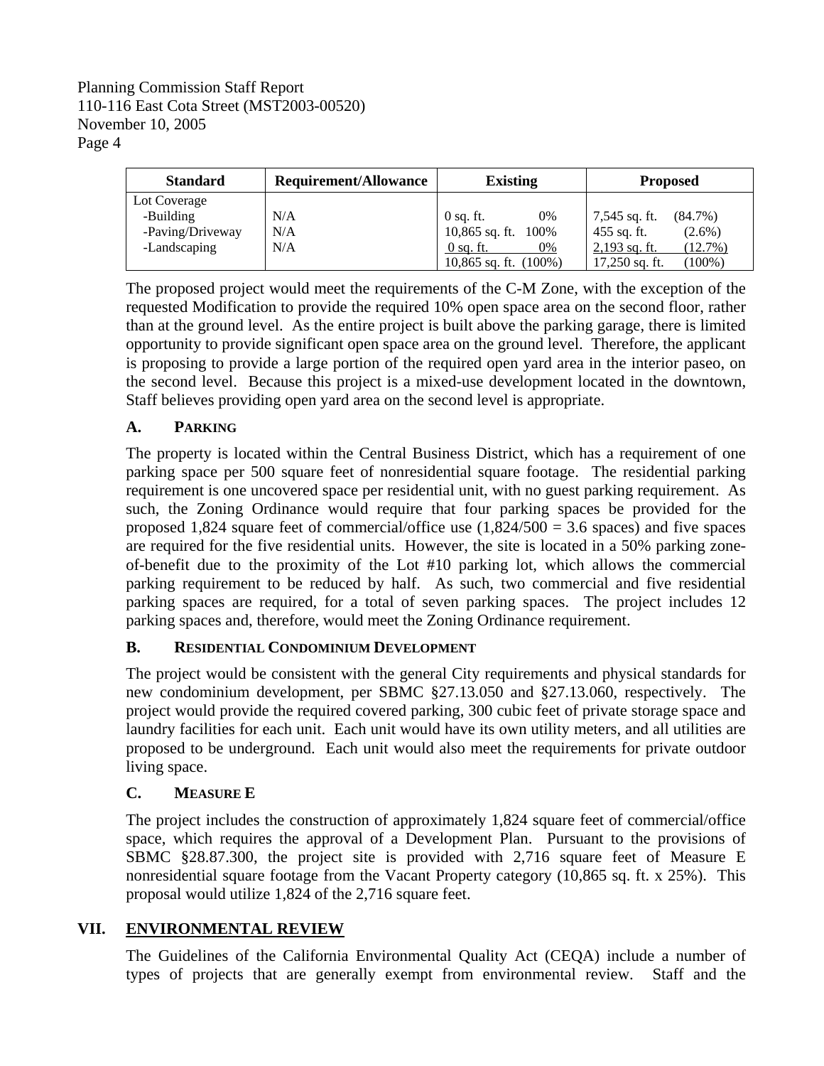| Standard | Requirement/Allowance | Existing | Proposed |
|---|---|---|---|
| Lot Coverage | | | |
| -Building | N/A | 0 sq. ft. 0% | 7,545 sq. ft. (84.7%) |
| -Paving/Driveway | N/A | 10,865 sq. ft. 100% | 455 sq. ft. (2.6%) |
| -Landscaping | N/A | 0 sq. ft. 0% | 2,193 sq. ft. (12.7%) |
| | | 10,865 sq. ft. (100%) | 17,250 sq. ft. (100%) |

The proposed project would meet the requirements of the C-M Zone, with the exception of the requested Modification to provide the required 10% open space area on the second floor, rather than at the ground level. As the entire project is built above the parking garage, there is limited opportunity to provide significant open space area on the ground level. Therefore, the applicant is proposing to provide a large portion of the required open yard area in the interior paseo, on the second level. Because this project is a mixed-use development located in the downtown, Staff believes providing open yard area on the second level is appropriate.

### A. PARKING

The property is located within the Central Business District, which has a requirement of one parking space per 500 square feet of nonresidential square footage. The residential parking requirement is one uncovered space per residential unit, with no guest parking requirement. As such, the Zoning Ordinance would require that four parking spaces be provided for the proposed 1,824 square feet of commercial/office use (1,824/500 = 3.6 spaces) and five spaces are required for the five residential units. However, the site is located in a 50% parking zone-of-benefit due to the proximity of the Lot #10 parking lot, which allows the commercial parking requirement to be reduced by half. As such, two commercial and five residential parking spaces are required, for a total of seven parking spaces. The project includes 12 parking spaces and, therefore, would meet the Zoning Ordinance requirement.

### B. RESIDENTIAL CONDOMINIUM DEVELOPMENT

The project would be consistent with the general City requirements and physical standards for new condominium development, per SBMC §27.13.050 and §27.13.060, respectively. The project would provide the required covered parking, 300 cubic feet of private storage space and laundry facilities for each unit. Each unit would have its own utility meters, and all utilities are proposed to be underground. Each unit would also meet the requirements for private outdoor living space.

### C. MEASURE E

The project includes the construction of approximately 1,824 square feet of commercial/office space, which requires the approval of a Development Plan. Pursuant to the provisions of SBMC §28.87.300, the project site is provided with 2,716 square feet of Measure E nonresidential square footage from the Vacant Property category (10,865 sq. ft. x 25%). This proposal would utilize 1,824 of the 2,716 square feet.

## VII. ENVIRONMENTAL REVIEW

The Guidelines of the California Environmental Quality Act (CEQA) include a number of types of projects that are generally exempt from environmental review. Staff and the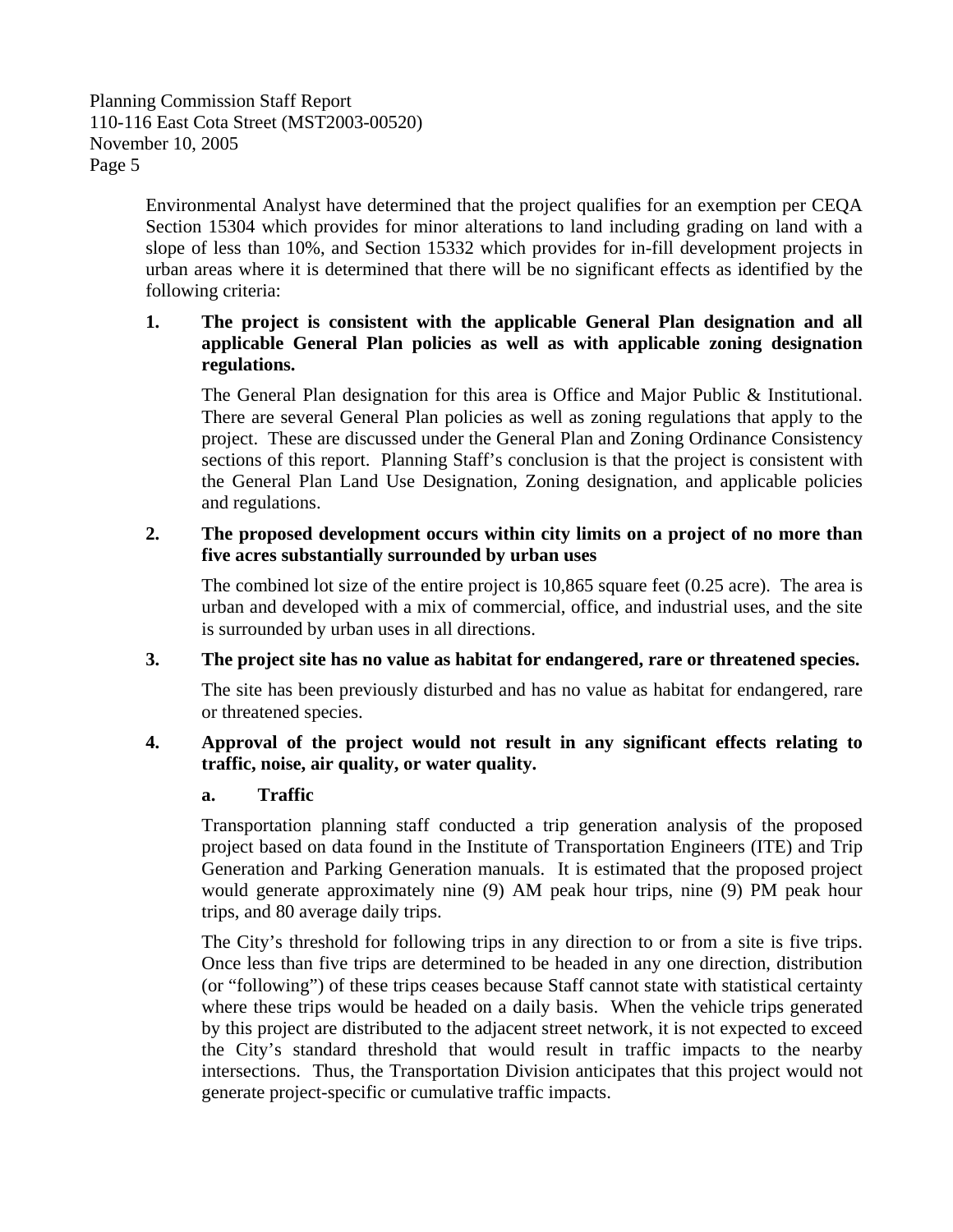Environmental Analyst have determined that the project qualifies for an exemption per CEQA Section 15304 which provides for minor alterations to land including grading on land with a slope of less than 10%, and Section 15332 which provides for in-fill development projects in urban areas where it is determined that there will be no significant effects as identified by the following criteria:

1. **The project is consistent with the applicable General Plan designation and all applicable General Plan policies as well as with applicable zoning designation regulations.**

   The General Plan designation for this area is Office and Major Public & Institutional. There are several General Plan policies as well as zoning regulations that apply to the project. These are discussed under the General Plan and Zoning Ordinance Consistency sections of this report. Planning Staff's conclusion is that the project is consistent with the General Plan Land Use Designation, Zoning designation, and applicable policies and regulations.

2. **The proposed development occurs within city limits on a project of no more than five acres substantially surrounded by urban uses**

   The combined lot size of the entire project is 10,865 square feet (0.25 acre). The area is urban and developed with a mix of commercial, office, and industrial uses, and the site is surrounded by urban uses in all directions.

3. **The project site has no value as habitat for endangered, rare or threatened species.**

   The site has been previously disturbed and has no value as habitat for endangered, rare or threatened species.

4. **Approval of the project would not result in any significant effects relating to traffic, noise, air quality, or water quality.**

   **a. Traffic**

   Transportation planning staff conducted a trip generation analysis of the proposed project based on data found in the Institute of Transportation Engineers (ITE) and Trip Generation and Parking Generation manuals. It is estimated that the proposed project would generate approximately nine (9) AM peak hour trips, nine (9) PM peak hour trips, and 80 average daily trips.

   The City's threshold for following trips in any direction to or from a site is five trips. Once less than five trips are determined to be headed in any one direction, distribution (or "following") of these trips ceases because Staff cannot state with statistical certainty where these trips would be headed on a daily basis. When the vehicle trips generated by this project are distributed to the adjacent street network, it is not expected to exceed the City's standard threshold that would result in traffic impacts to the nearby intersections. Thus, the Transportation Division anticipates that this project would not generate project-specific or cumulative traffic impacts.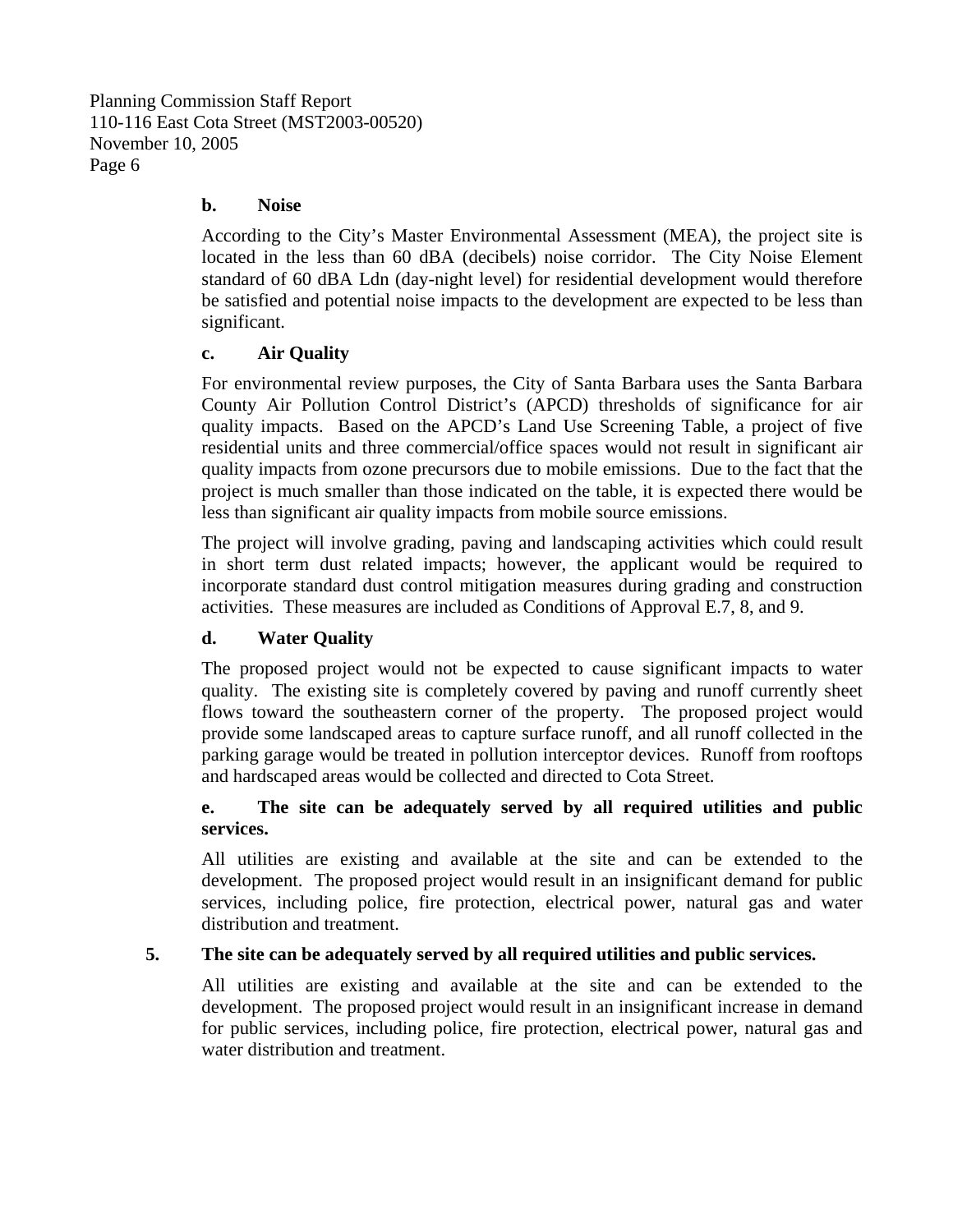**b. Noise**

According to the City's Master Environmental Assessment (MEA), the project site is located in the less than 60 dBA (decibels) noise corridor. The City Noise Element standard of 60 dBA Ldn (day-night level) for residential development would therefore be satisfied and potential noise impacts to the development are expected to be less than significant.

**c. Air Quality**

For environmental review purposes, the City of Santa Barbara uses the Santa Barbara County Air Pollution Control District's (APCD) thresholds of significance for air quality impacts. Based on the APCD's Land Use Screening Table, a project of five residential units and three commercial/office spaces would not result in significant air quality impacts from ozone precursors due to mobile emissions. Due to the fact that the project is much smaller than those indicated on the table, it is expected there would be less than significant air quality impacts from mobile source emissions.

The project will involve grading, paving and landscaping activities which could result in short term dust related impacts; however, the applicant would be required to incorporate standard dust control mitigation measures during grading and construction activities. These measures are included as Conditions of Approval E.7, 8, and 9.

**d. Water Quality**

The proposed project would not be expected to cause significant impacts to water quality. The existing site is completely covered by paving and runoff currently sheet flows toward the southeastern corner of the property. The proposed project would provide some landscaped areas to capture surface runoff, and all runoff collected in the parking garage would be treated in pollution interceptor devices. Runoff from rooftops and hardscaped areas would be collected and directed to Cota Street.

**e. The site can be adequately served by all required utilities and public services.**

All utilities are existing and available at the site and can be extended to the development. The proposed project would result in an insignificant demand for public services, including police, fire protection, electrical power, natural gas and water distribution and treatment.

**5. The site can be adequately served by all required utilities and public services.**

All utilities are existing and available at the site and can be extended to the development. The proposed project would result in an insignificant increase in demand for public services, including police, fire protection, electrical power, natural gas and water distribution and treatment.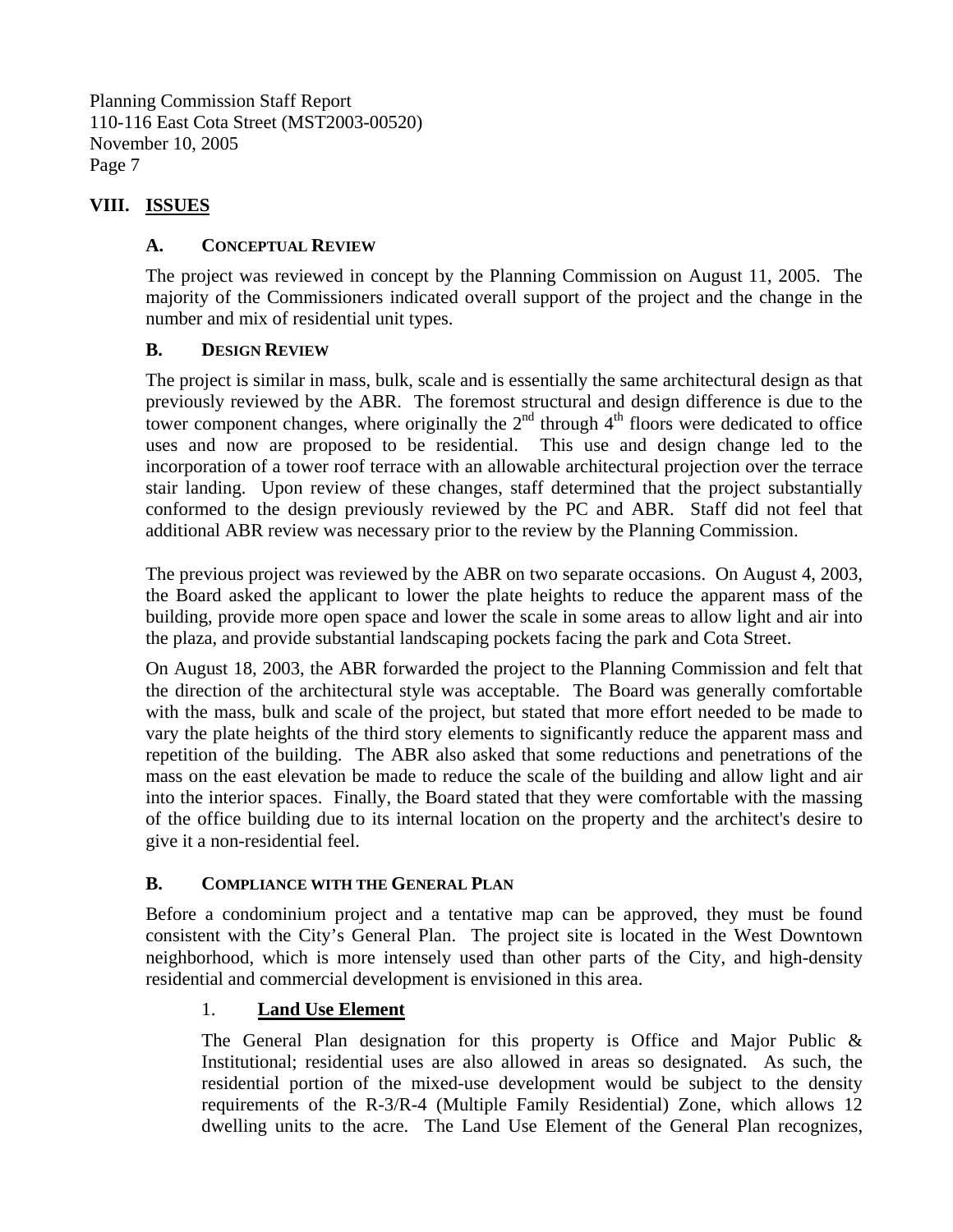## VIII. ISSUES

### A. Conceptual Review

The project was reviewed in concept by the Planning Commission on August 11, 2005. The majority of the Commissioners indicated overall support of the project and the change in the number and mix of residential unit types.

### B. Design Review

The project is similar in mass, bulk, scale and is essentially the same architectural design as that previously reviewed by the ABR. The foremost structural and design difference is due to the tower component changes, where originally the 2nd through 4th floors were dedicated to office uses and now are proposed to be residential. This use and design change led to the incorporation of a tower roof terrace with an allowable architectural projection over the terrace stair landing. Upon review of these changes, staff determined that the project substantially conformed to the design previously reviewed by the PC and ABR. Staff did not feel that additional ABR review was necessary prior to the review by the Planning Commission.

The previous project was reviewed by the ABR on two separate occasions. On August 4, 2003, the Board asked the applicant to lower the plate heights to reduce the apparent mass of the building, provide more open space and lower the scale in some areas to allow light and air into the plaza, and provide substantial landscaping pockets facing the park and Cota Street.

On August 18, 2003, the ABR forwarded the project to the Planning Commission and felt that the direction of the architectural style was acceptable. The Board was generally comfortable with the mass, bulk and scale of the project, but stated that more effort needed to be made to vary the plate heights of the third story elements to significantly reduce the apparent mass and repetition of the building. The ABR also asked that some reductions and penetrations of the mass on the east elevation be made to reduce the scale of the building and allow light and air into the interior spaces. Finally, the Board stated that they were comfortable with the massing of the office building due to its internal location on the property and the architect's desire to give it a non-residential feel.

### B. Compliance with the General Plan

Before a condominium project and a tentative map can be approved, they must be found consistent with the City's General Plan. The project site is located in the West Downtown neighborhood, which is more intensely used than other parts of the City, and high-density residential and commercial development is envisioned in this area.

#### 1. Land Use Element

The General Plan designation for this property is Office and Major Public & Institutional; residential uses are also allowed in areas so designated. As such, the residential portion of the mixed-use development would be subject to the density requirements of the R-3/R-4 (Multiple Family Residential) Zone, which allows 12 dwelling units to the acre. The Land Use Element of the General Plan recognizes,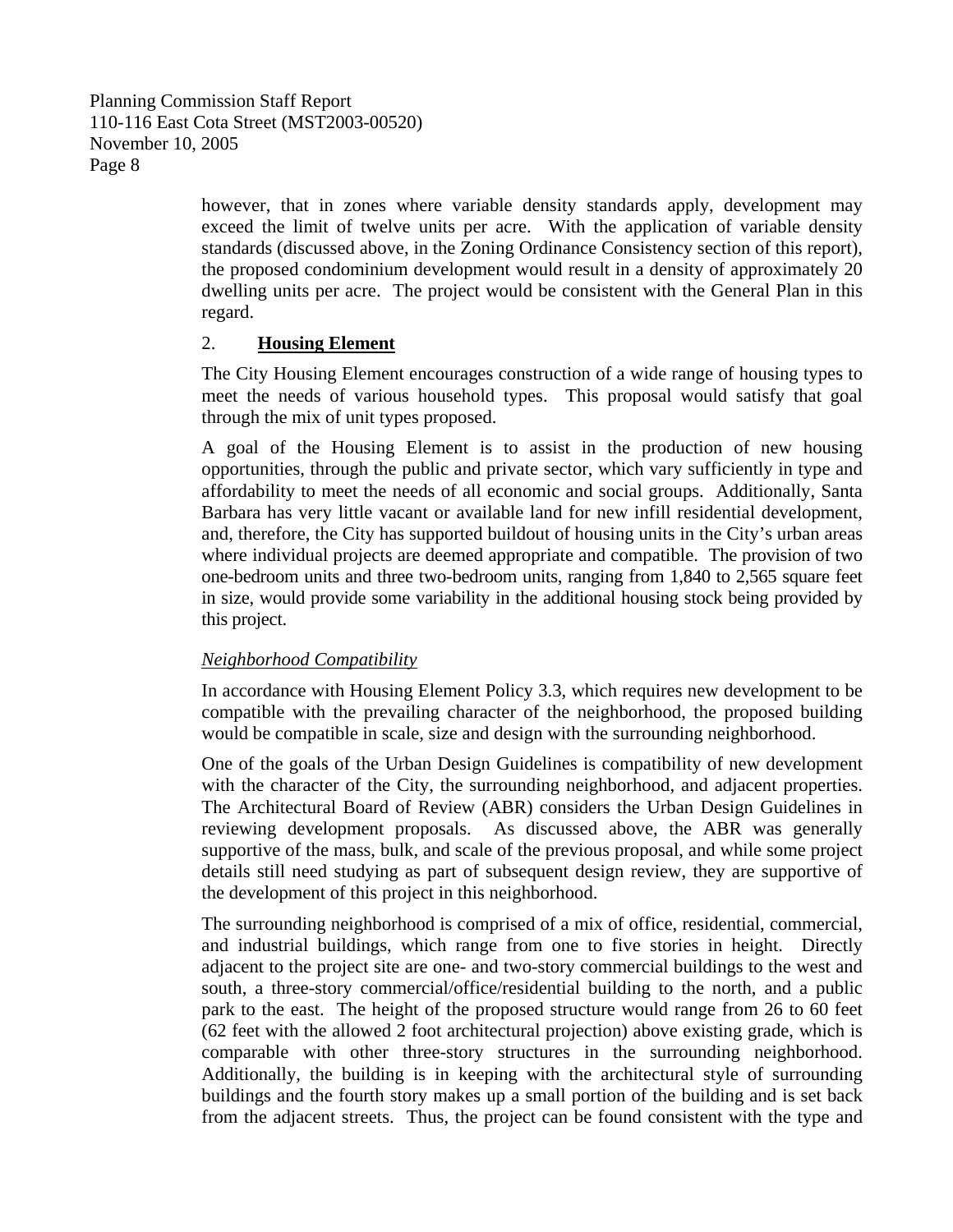however, that in zones where variable density standards apply, development may exceed the limit of twelve units per acre. With the application of variable density standards (discussed above, in the Zoning Ordinance Consistency section of this report), the proposed condominium development would result in a density of approximately 20 dwelling units per acre. The project would be consistent with the General Plan in this regard.

2. **Housing Element**

The City Housing Element encourages construction of a wide range of housing types to meet the needs of various household types. This proposal would satisfy that goal through the mix of unit types proposed.

A goal of the Housing Element is to assist in the production of new housing opportunities, through the public and private sector, which vary sufficiently in type and affordability to meet the needs of all economic and social groups. Additionally, Santa Barbara has very little vacant or available land for new infill residential development, and, therefore, the City has supported buildout of housing units in the City's urban areas where individual projects are deemed appropriate and compatible. The provision of two one-bedroom units and three two-bedroom units, ranging from 1,840 to 2,565 square feet in size, would provide some variability in the additional housing stock being provided by this project.

*Neighborhood Compatibility*

In accordance with Housing Element Policy 3.3, which requires new development to be compatible with the prevailing character of the neighborhood, the proposed building would be compatible in scale, size and design with the surrounding neighborhood.

One of the goals of the Urban Design Guidelines is compatibility of new development with the character of the City, the surrounding neighborhood, and adjacent properties. The Architectural Board of Review (ABR) considers the Urban Design Guidelines in reviewing development proposals. As discussed above, the ABR was generally supportive of the mass, bulk, and scale of the previous proposal, and while some project details still need studying as part of subsequent design review, they are supportive of the development of this project in this neighborhood.

The surrounding neighborhood is comprised of a mix of office, residential, commercial, and industrial buildings, which range from one to five stories in height. Directly adjacent to the project site are one- and two-story commercial buildings to the west and south, a three-story commercial/office/residential building to the north, and a public park to the east. The height of the proposed structure would range from 26 to 60 feet (62 feet with the allowed 2 foot architectural projection) above existing grade, which is comparable with other three-story structures in the surrounding neighborhood. Additionally, the building is in keeping with the architectural style of surrounding buildings and the fourth story makes up a small portion of the building and is set back from the adjacent streets. Thus, the project can be found consistent with the type and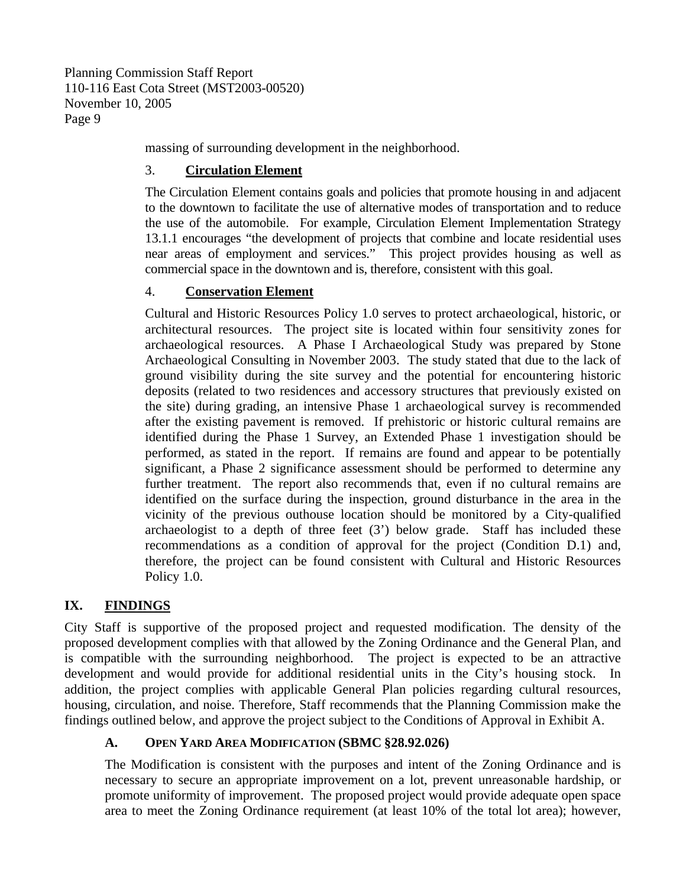massing of surrounding development in the neighborhood.

### 3. **Circulation Element**

The Circulation Element contains goals and policies that promote housing in and adjacent to the downtown to facilitate the use of alternative modes of transportation and to reduce the use of the automobile. For example, Circulation Element Implementation Strategy 13.1.1 encourages "the development of projects that combine and locate residential uses near areas of employment and services." This project provides housing as well as commercial space in the downtown and is, therefore, consistent with this goal.

### 4. **Conservation Element**

Cultural and Historic Resources Policy 1.0 serves to protect archaeological, historic, or architectural resources. The project site is located within four sensitivity zones for archaeological resources. A Phase I Archaeological Study was prepared by Stone Archaeological Consulting in November 2003. The study stated that due to the lack of ground visibility during the site survey and the potential for encountering historic deposits (related to two residences and accessory structures that previously existed on the site) during grading, an intensive Phase 1 archaeological survey is recommended after the existing pavement is removed. If prehistoric or historic cultural remains are identified during the Phase 1 Survey, an Extended Phase 1 investigation should be performed, as stated in the report. If remains are found and appear to be potentially significant, a Phase 2 significance assessment should be performed to determine any further treatment. The report also recommends that, even if no cultural remains are identified on the surface during the inspection, ground disturbance in the area in the vicinity of the previous outhouse location should be monitored by a City-qualified archaeologist to a depth of three feet (3') below grade. Staff has included these recommendations as a condition of approval for the project (Condition D.1) and, therefore, the project can be found consistent with Cultural and Historic Resources Policy 1.0.

## IX. FINDINGS

City Staff is supportive of the proposed project and requested modification. The density of the proposed development complies with that allowed by the Zoning Ordinance and the General Plan, and is compatible with the surrounding neighborhood. The project is expected to be an attractive development and would provide for additional residential units in the City's housing stock. In addition, the project complies with applicable General Plan policies regarding cultural resources, housing, circulation, and noise. Therefore, Staff recommends that the Planning Commission make the findings outlined below, and approve the project subject to the Conditions of Approval in Exhibit A.

### A. OPEN YARD AREA MODIFICATION (SBMC §28.92.026)

The Modification is consistent with the purposes and intent of the Zoning Ordinance and is necessary to secure an appropriate improvement on a lot, prevent unreasonable hardship, or promote uniformity of improvement. The proposed project would provide adequate open space area to meet the Zoning Ordinance requirement (at least 10% of the total lot area); however,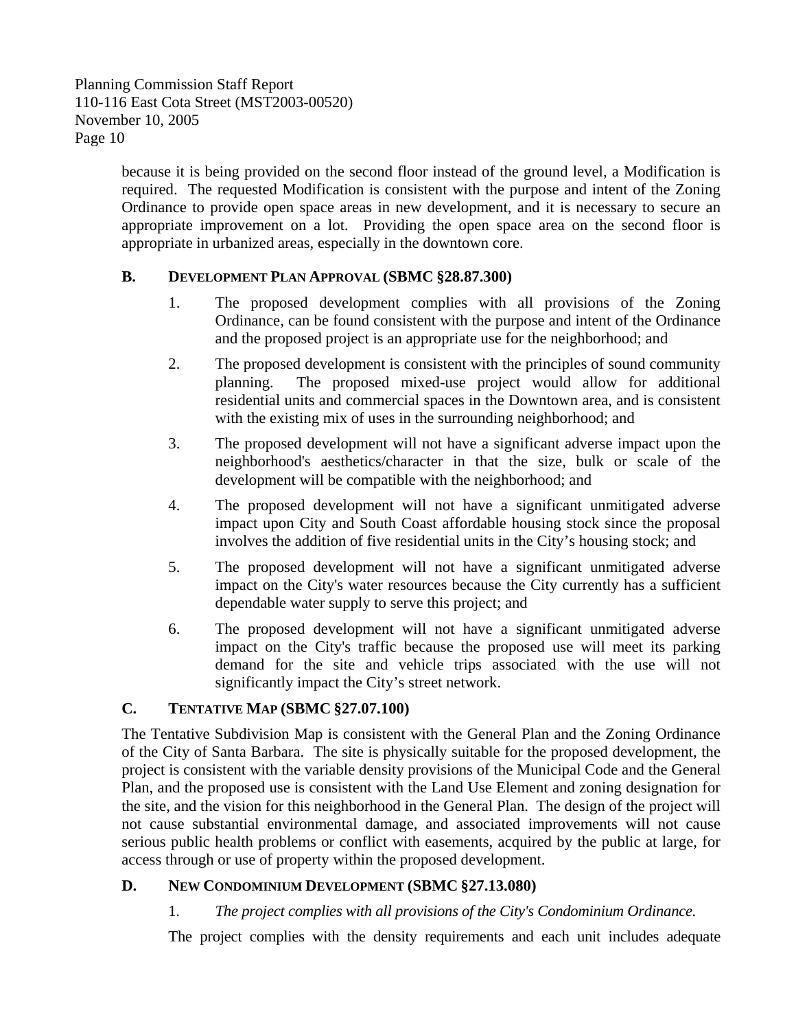because it is being provided on the second floor instead of the ground level, a Modification is required. The requested Modification is consistent with the purpose and intent of the Zoning Ordinance to provide open space areas in new development, and it is necessary to secure an appropriate improvement on a lot. Providing the open space area on the second floor is appropriate in urbanized areas, especially in the downtown core.

## B. Development Plan Approval (SBMC §28.87.300)

1. The proposed development complies with all provisions of the Zoning Ordinance, can be found consistent with the purpose and intent of the Ordinance and the proposed project is an appropriate use for the neighborhood; and

2. The proposed development is consistent with the principles of sound community planning. The proposed mixed-use project would allow for additional residential units and commercial spaces in the Downtown area, and is consistent with the existing mix of uses in the surrounding neighborhood; and

3. The proposed development will not have a significant adverse impact upon the neighborhood's aesthetics/character in that the size, bulk or scale of the development will be compatible with the neighborhood; and

4. The proposed development will not have a significant unmitigated adverse impact upon City and South Coast affordable housing stock since the proposal involves the addition of five residential units in the City's housing stock; and

5. The proposed development will not have a significant unmitigated adverse impact on the City's water resources because the City currently has a sufficient dependable water supply to serve this project; and

6. The proposed development will not have a significant unmitigated adverse impact on the City's traffic because the proposed use will meet its parking demand for the site and vehicle trips associated with the use will not significantly impact the City's street network.

## C. Tentative Map (SBMC §27.07.100)

The Tentative Subdivision Map is consistent with the General Plan and the Zoning Ordinance of the City of Santa Barbara. The site is physically suitable for the proposed development, the project is consistent with the variable density provisions of the Municipal Code and the General Plan, and the proposed use is consistent with the Land Use Element and zoning designation for the site, and the vision for this neighborhood in the General Plan. The design of the project will not cause substantial environmental damage, and associated improvements will not cause serious public health problems or conflict with easements, acquired by the public at large, for access through or use of property within the proposed development.

## D. New Condominium Development (SBMC §27.13.080)

1. *The project complies with all provisions of the City's Condominium Ordinance.*

The project complies with the density requirements and each unit includes adequate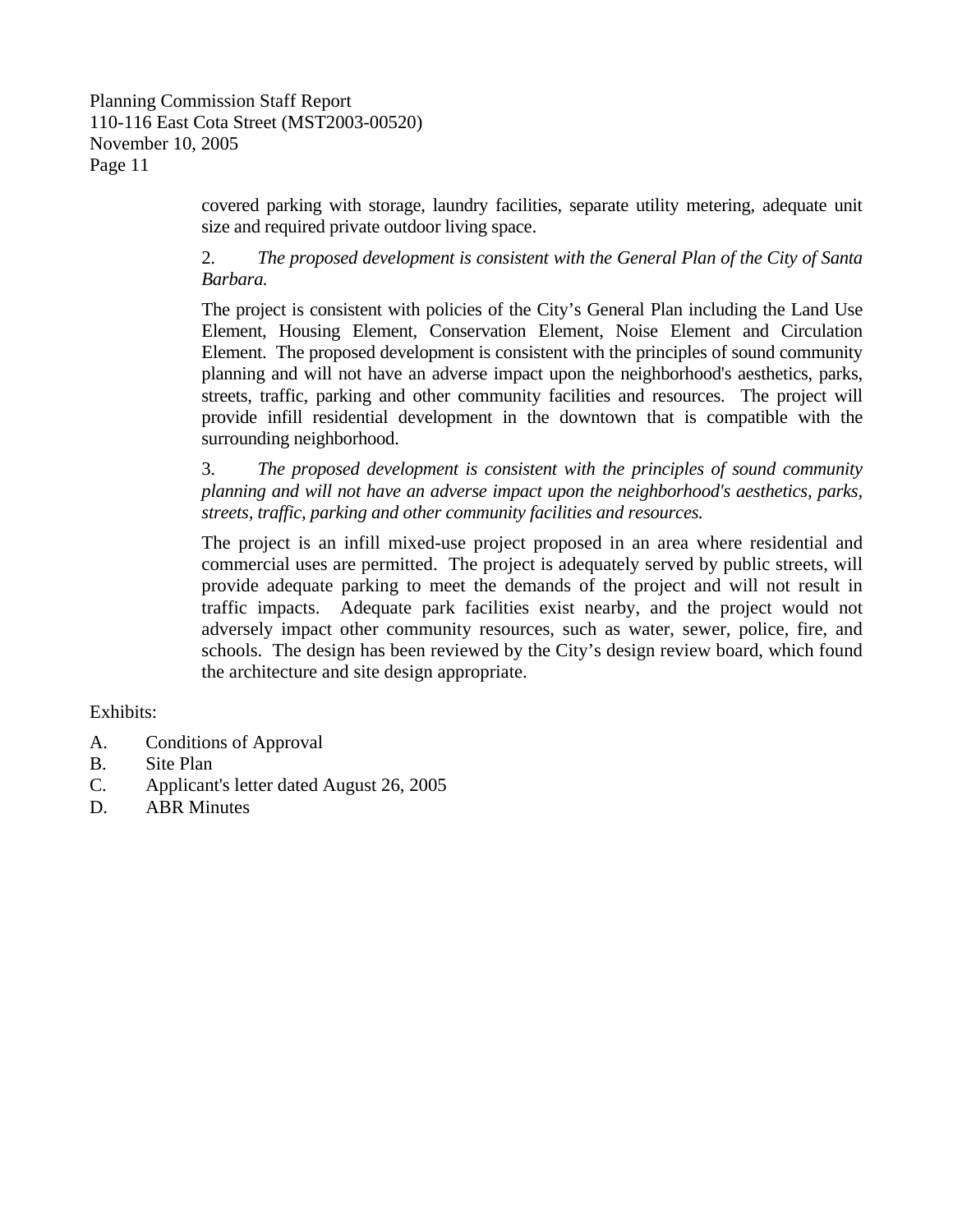covered parking with storage, laundry facilities, separate utility metering, adequate unit size and required private outdoor living space.

2. *The proposed development is consistent with the General Plan of the City of Santa Barbara.*

The project is consistent with policies of the City's General Plan including the Land Use Element, Housing Element, Conservation Element, Noise Element and Circulation Element. The proposed development is consistent with the principles of sound community planning and will not have an adverse impact upon the neighborhood's aesthetics, parks, streets, traffic, parking and other community facilities and resources. The project will provide infill residential development in the downtown that is compatible with the surrounding neighborhood.

3. *The proposed development is consistent with the principles of sound community planning and will not have an adverse impact upon the neighborhood's aesthetics, parks, streets, traffic, parking and other community facilities and resources.*

The project is an infill mixed-use project proposed in an area where residential and commercial uses are permitted. The project is adequately served by public streets, will provide adequate parking to meet the demands of the project and will not result in traffic impacts. Adequate park facilities exist nearby, and the project would not adversely impact other community resources, such as water, sewer, police, fire, and schools. The design has been reviewed by the City's design review board, which found the architecture and site design appropriate.

Exhibits:

A. Conditions of Approval
B. Site Plan
C. Applicant's letter dated August 26, 2005
D. ABR Minutes